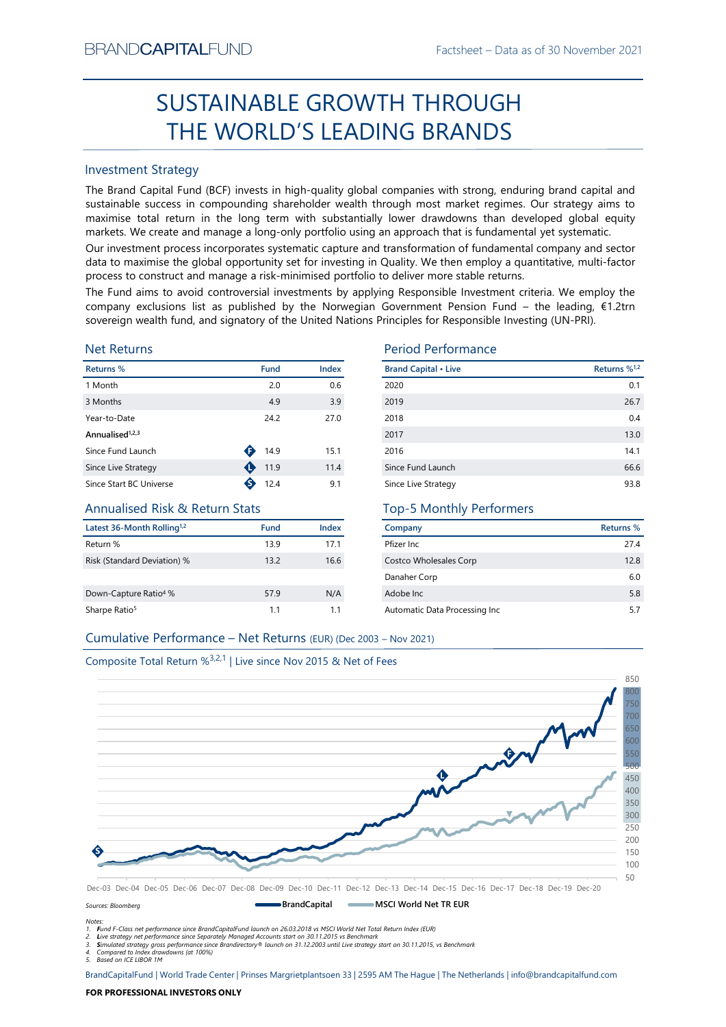BRANDCAPITALFUND

Factsheet – Data as of 30 November 2021

# SUSTAINABLE GROWTH THROUGH THE WORLD'S LEADING BRANDS

## Investment Strategy

The Brand Capital Fund (BCF) invests in high-quality global companies with strong, enduring brand capital and sustainable success in compounding shareholder wealth through most market regimes. Our strategy aims to maximise total return in the long term with substantially lower drawdowns than developed global equity markets. We create and manage a long-only portfolio using an approach that is fundamental yet systematic.

Our investment process incorporates systematic capture and transformation of fundamental company and sector data to maximise the global opportunity set for investing in Quality. We then employ a quantitative, multi-factor process to construct and manage a risk-minimised portfolio to deliver more stable returns.

The Fund aims to avoid controversial investments by applying Responsible Investment criteria. We employ the company exclusions list as published by the Norwegian Government Pension Fund – the leading, €1.2trn sovereign wealth fund, and signatory of the United Nations Principles for Responsible Investing (UN-PRI).

## Net Returns

| Returns % | Fund | Index |
|---|---|---|
| 1 Month | 2.0 | 0.6 |
| 3 Months | 4.9 | 3.9 |
| Year-to-Date | 24.2 | 27.0 |
| **Annualised**[1,2,3] | | |
| Since Fund Launch | 14.9 | 15.1 |
| Since Live Strategy | 11.9 | 11.4 |
| Since Start BC Universe | 12.4 | 9.1 |

## Period Performance

| Brand Capital • Live | Returns %[1,2] |
|---|---|
| 2020 | 0.1 |
| 2019 | 26.7 |
| 2018 | 0.4 |
| 2017 | 13.0 |
| 2016 | 14.1 |
| Since Fund Launch | 66.6 |
| Since Live Strategy | 93.8 |

## Annualised Risk & Return Stats

| Latest 36-Month Rolling[1,2] | Fund | Index |
|---|---|---|
| Return % | 13.9 | 17.1 |
| Risk (Standard Deviation) % | 13.2 | 16.6 |
| Down-Capture Ratio[4] % | 57.9 | N/A |
| Sharpe Ratio[5] | 1.1 | 1.1 |

## Top-5 Monthly Performers

| Company | Returns % |
|---|---|
| Pfizer Inc | 27.4 |
| Costco Wholesales Corp | 12.8 |
| Danaher Corp | 6.0 |
| Adobe Inc | 5.8 |
| Automatic Data Processing Inc | 5.7 |

## Cumulative Performance – Net Returns (EUR) (Dec 2003 – Nov 2021)

Composite Total Return %[3,2,1] | Live since Nov 2015 & Net of Fees

Sources: Bloomberg — BrandCapital — MSCI World Net TR EUR

Notes:
1. Fund F-Class net performance since BrandCapitalFund launch on 26.03.2018 vs MSCI World Net Total Return Index (EUR)
2. Live strategy net performance since Separately Managed Accounts start on 30.11.2015 vs Benchmark
3. Simulated strategy gross performance since Brandirectory® launch on 31.12.2003 until Live strategy start on 30.11.2015, vs Benchmark
4. Compared to Index drawdowns (at 100%)
5. Based on ICE LIBOR 1M

BrandCapitalFund | World Trade Center | Prinses Margrietplantsoen 33 | 2595 AM The Hague | The Netherlands | info@brandcapitalfund.com

**FOR PROFESSIONAL INVESTORS ONLY**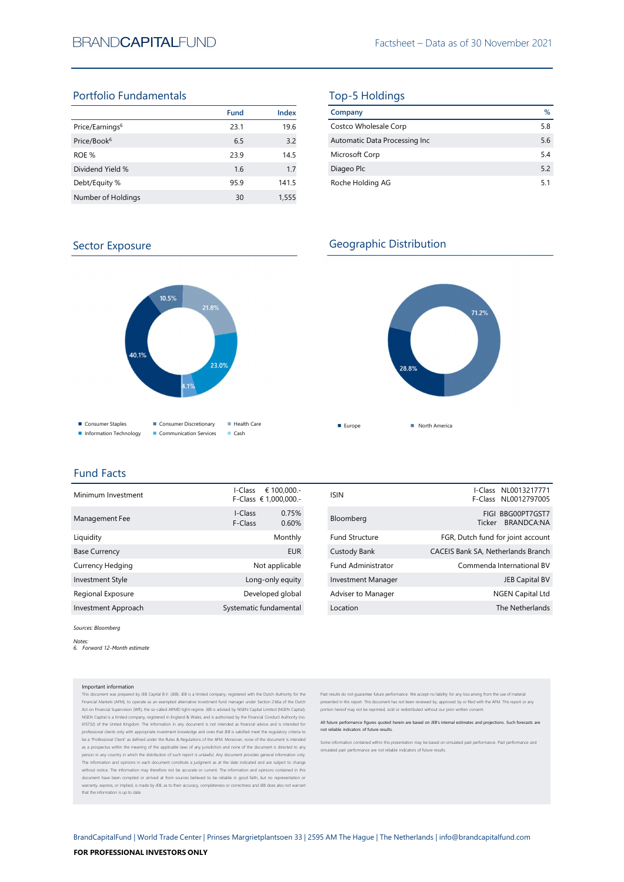# BRANDCAPITALFUND

Factsheet – Data as of 30 November 2021

## Portfolio Fundamentals

| | Fund | Index |
|---|---|---|
| Price/Earnings[6] | 23.1 | 19.6 |
| Price/Book[6] | 6.5 | 3.2 |
| ROE % | 23.9 | 14.5 |
| Dividend Yield % | 1.6 | 1.7 |
| Debt/Equity % | 95.9 | 141.5 |
| Number of Holdings | 30 | 1,555 |

## Top-5 Holdings

| Company | % |
|---|---|
| Costco Wholesale Corp | 5.8 |
| Automatic Data Processing Inc | 5.6 |
| Microsoft Corp | 5.4 |
| Diageo Plc | 5.2 |
| Roche Holding AG | 5.1 |

## Sector Exposure

10.5%
21.8%
40.1%
23.0%
4.1%

Consumer Staples
Consumer Discretionary
Health Care
Information Technology
Communication Services
Cash

## Geographic Distribution

71.2%
28.8%

Europe
North America

## Fund Facts

| | | | |
|---|---|---|---|
| Minimum Investment | I-Class € 100,000.- F-Class € 1,000,000.- | ISIN | I-Class NL0013217771 F-Class NL0012797005 |
| Management Fee | I-Class 0.75% F-Class 0.60% | Bloomberg | FIGI BBG00PT7GST7 Ticker BRANDCA:NA |
| Liquidity | Monthly | Fund Structure | FGR, Dutch fund for joint account |
| Base Currency | EUR | Custody Bank | CACEIS Bank SA, Netherlands Branch |
| Currency Hedging | Not applicable | Fund Administrator | Commenda International BV |
| Investment Style | Long-only equity | Investment Manager | JEB Capital BV |
| Regional Exposure | Developed global | Adviser to Manager | NGEN Capital Ltd |
| Investment Approach | Systematic fundamental | Location | The Netherlands |

*Sources: Bloomberg*

*Notes:*
*6. Forward 12-Month estimate*

Important information

This document was prepared by JEB Capital B.V. (JEB). JEB is a limited company, registered with the Dutch Authority for the Financial Markets (AFM), to operate as an exempted alternative investment fund manager under Section 2:66a of the Dutch Act on Financial Supervision (Wft), the so-called AIFMD light-regime. JEB is advised by NGEN Capital Limited (NGEN Capital). NGEN Capital is a limited company, registered in England & Wales, and is authorised by the Financial Conduct Authority (no. 615732) of the United Kingdom. The information in any document is not intended as financial advice and is intended for professional clients only with appropriate investment knowledge and ones that JEB is satisfied meet the regulatory criteria to be a 'Professional Client' as defined under the Rules & Regulations of the AFM. Moreover, none of the document is intended as a prospectus within the meaning of the applicable laws of any jurisdiction and none of the document is directed to any person in any country in which the distribution of such report is unlawful. Any document provides general information only. The information and opinions in each document constitute a judgment as at the date indicated and are subject to change without notice. The information may therefore not be accurate or current. The information and opinions contained in this document have been compiled or arrived at from sources believed to be reliable in good faith, but no representation or warranty, express, or implied, is made by JEB, as to their accuracy, completeness or correctness and JEB does also not warrant that the information is up to date.

Past results do not guarantee future performance. We accept no liability for any loss arising from the use of material presented in this report. This document has not been reviewed by, approved by or filed with the AFM. This report or any portion hereof may not be reprinted, sold or redistributed without our prior written consent.

All future performance figures quoted herein are based on JEB's internal estimates and projections. Such forecasts are not reliable indicators of future results.

Some information contained within this presentation may be based on simulated past performance. Past performance and simulated past performance are not reliable indicators of future results.

BrandCapitalFund | World Trade Center | Prinses Margrietplantsoen 33 | 2595 AM The Hague | The Netherlands | info@brandcapitalfund.com

**FOR PROFESSIONAL INVESTORS ONLY**